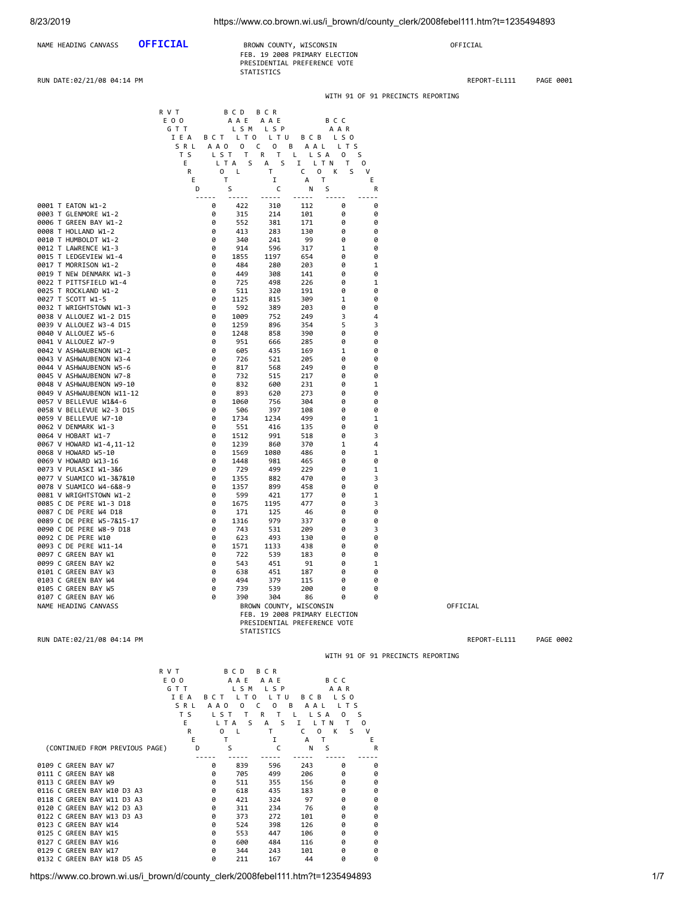NAME HEADING CANVASS **OFFICIAL** BROWN COUNTY, WISCONSIN OFFICIAL

FEB. 19 2008 PRIMARY ELECTION

PRESIDENTIAL PREFERENCE VOTE

STATISTICS

RUN DATE:02/21/08 04:14 PM REPORT-EL111 PAGE 0001

WITH 91 OF 91 PRECINCTS REPORTING

| | REGISTERED VOTERS TOTAL | BALLOTS CAST TOTAL | BALLOTS CAST DEMOCRATIC | BALLOTS CAST REPUBLICAN | BALLOTS CAST BLANK | BALLOTS CAST CROSSOVER |
|---|---|---|---|---|---|---|
| 0001 T EATON W1-2 | 0 | 422 | 310 | 112 | 0 | 0 |
| 0003 T GLENMORE W1-2 | 0 | 315 | 214 | 101 | 0 | 0 |
| 0006 T GREEN BAY W1-2 | 0 | 552 | 381 | 171 | 0 | 0 |
| 0008 T HOLLAND W1-2 | 0 | 413 | 283 | 130 | 0 | 0 |
| 0010 T HUMBOLDT W1-2 | 0 | 340 | 241 | 99 | 0 | 0 |
| 0012 T LAWRENCE W1-3 | 0 | 914 | 596 | 317 | 1 | 0 |
| 0015 T LEDGEVIEW W1-4 | 0 | 1855 | 1197 | 654 | 0 | 0 |
| 0017 T MORRISON W1-2 | 0 | 484 | 280 | 203 | 0 | 1 |
| 0019 T NEW DENMARK W1-3 | 0 | 449 | 308 | 141 | 0 | 0 |
| 0022 T PITTSFIELD W1-4 | 0 | 725 | 498 | 226 | 0 | 1 |
| 0025 T ROCKLAND W1-2 | 0 | 511 | 320 | 191 | 0 | 0 |
| 0027 T SCOTT W1-5 | 0 | 1125 | 815 | 309 | 1 | 0 |
| 0032 T WRIGHTSTOWN W1-3 | 0 | 592 | 389 | 203 | 0 | 0 |
| 0038 V ALLOUEZ W1-2 D15 | 0 | 1009 | 752 | 249 | 3 | 4 |
| 0039 V ALLOUEZ W3-4 D15 | 0 | 1259 | 896 | 354 | 5 | 3 |
| 0040 V ALLOUEZ W5-6 | 0 | 1248 | 858 | 390 | 0 | 0 |
| 0041 V ALLOUEZ W7-9 | 0 | 951 | 666 | 285 | 0 | 0 |
| 0042 V ASHWAUBENON W1-2 | 0 | 605 | 435 | 169 | 1 | 0 |
| 0043 V ASHWAUBENON W3-4 | 0 | 726 | 521 | 205 | 0 | 0 |
| 0044 V ASHWAUBENON W5-6 | 0 | 817 | 568 | 249 | 0 | 0 |
| 0045 V ASHWAUBENON W7-8 | 0 | 732 | 515 | 217 | 0 | 0 |
| 0048 V ASHWAUBENON W9-10 | 0 | 832 | 600 | 231 | 0 | 1 |
| 0049 V ASHWAUBENON W11-12 | 0 | 893 | 620 | 273 | 0 | 0 |
| 0057 V BELLEVUE W1&4-6 | 0 | 1060 | 756 | 304 | 0 | 0 |
| 0058 V BELLEVUE W2-3 D15 | 0 | 506 | 397 | 108 | 0 | 0 |
| 0059 V BELLEVUE W7-10 | 0 | 1734 | 1234 | 499 | 0 | 1 |
| 0062 V DENMARK W1-3 | 0 | 551 | 416 | 135 | 0 | 0 |
| 0064 V HOBART W1-7 | 0 | 1512 | 991 | 518 | 0 | 3 |
| 0067 V HOWARD W1-4,11-12 | 0 | 1239 | 860 | 370 | 1 | 4 |
| 0068 V HOWARD W5-10 | 0 | 1569 | 1080 | 486 | 0 | 1 |
| 0069 V HOWARD W13-16 | 0 | 1448 | 981 | 465 | 0 | 0 |
| 0073 V PULASKI W1-3&6 | 0 | 729 | 499 | 229 | 0 | 1 |
| 0077 V SUAMICO W1-3&7&10 | 0 | 1355 | 882 | 470 | 0 | 3 |
| 0078 V SUAMICO W4-6&8-9 | 0 | 1357 | 899 | 458 | 0 | 0 |
| 0081 V WRIGHTSTOWN W1-2 | 0 | 599 | 421 | 177 | 0 | 1 |
| 0085 C DE PERE W1-3 D18 | 0 | 1675 | 1195 | 477 | 0 | 3 |
| 0087 C DE PERE W4 D18 | 0 | 171 | 125 | 46 | 0 | 0 |
| 0089 C DE PERE W5-7&15-17 | 0 | 1316 | 979 | 337 | 0 | 0 |
| 0090 C DE PERE W8-9 D18 | 0 | 743 | 531 | 209 | 0 | 3 |
| 0092 C DE PERE W10 | 0 | 623 | 493 | 130 | 0 | 0 |
| 0093 C DE PERE W11-14 | 0 | 1571 | 1133 | 438 | 0 | 0 |
| 0097 C GREEN BAY W1 | 0 | 722 | 539 | 183 | 0 | 0 |
| 0099 C GREEN BAY W2 | 0 | 543 | 451 | 91 | 0 | 1 |
| 0101 C GREEN BAY W3 | 0 | 638 | 451 | 187 | 0 | 0 |
| 0103 C GREEN BAY W4 | 0 | 494 | 379 | 115 | 0 | 0 |
| 0105 C GREEN BAY W5 | 0 | 739 | 539 | 200 | 0 | 0 |
| 0107 C GREEN BAY W6 | 0 | 390 | 304 | 86 | 0 | 0 |

NAME HEADING CANVASS BROWN COUNTY, WISCONSIN OFFICIAL

FEB. 19 2008 PRIMARY ELECTION

PRESIDENTIAL PREFERENCE VOTE

STATISTICS

RUN DATE:02/21/08 04:14 PM REPORT-EL111 PAGE 0002

WITH 91 OF 91 PRECINCTS REPORTING

| (CONTINUED FROM PREVIOUS PAGE) | REGISTERED VOTERS TOTAL | BALLOTS CAST TOTAL | BALLOTS CAST DEMOCRATIC | BALLOTS CAST REPUBLICAN | BALLOTS CAST BLANK | BALLOTS CAST CROSSOVER |
|---|---|---|---|---|---|---|
| 0109 C GREEN BAY W7 | 0 | 839 | 596 | 243 | 0 | 0 |
| 0111 C GREEN BAY W8 | 0 | 705 | 499 | 206 | 0 | 0 |
| 0113 C GREEN BAY W9 | 0 | 511 | 355 | 156 | 0 | 0 |
| 0116 C GREEN BAY W10 D3 A3 | 0 | 618 | 435 | 183 | 0 | 0 |
| 0118 C GREEN BAY W11 D3 A3 | 0 | 421 | 324 | 97 | 0 | 0 |
| 0120 C GREEN BAY W12 D3 A3 | 0 | 311 | 234 | 76 | 0 | 0 |
| 0122 C GREEN BAY W13 D3 A3 | 0 | 373 | 272 | 101 | 0 | 0 |
| 0123 C GREEN BAY W14 | 0 | 524 | 398 | 126 | 0 | 0 |
| 0125 C GREEN BAY W15 | 0 | 553 | 447 | 106 | 0 | 0 |
| 0127 C GREEN BAY W16 | 0 | 600 | 484 | 116 | 0 | 0 |
| 0129 C GREEN BAY W17 | 0 | 344 | 243 | 101 | 0 | 0 |
| 0132 C GREEN BAY W18 D5 A5 | 0 | 211 | 167 | 44 | 0 | 0 |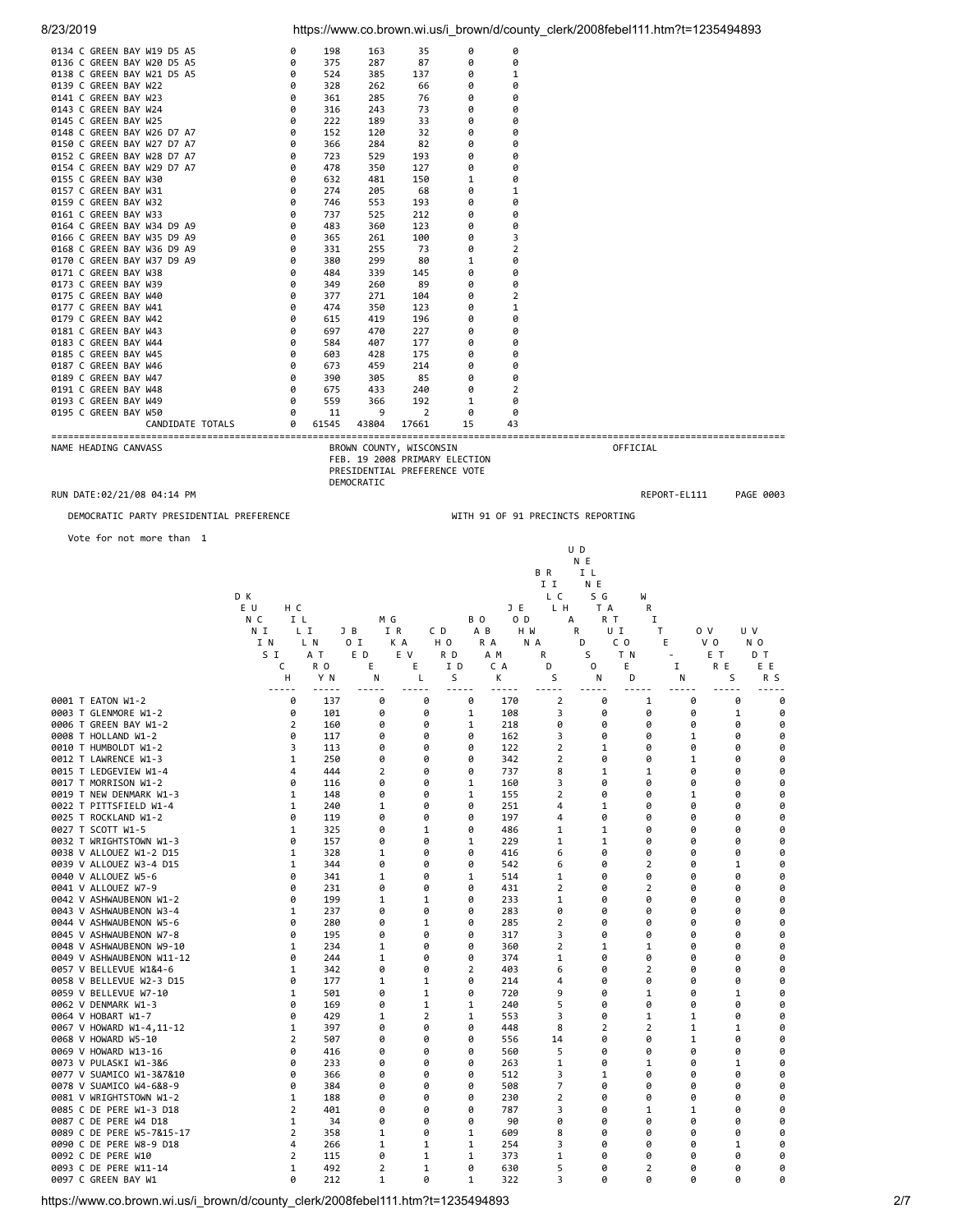| | | | | | | |
|---|---|---|---|---|---|---|
| 0134 C GREEN BAY W19 D5 A5 | 0 | 198 | 163 | 35 | 0 | 0 |
| 0136 C GREEN BAY W20 D5 A5 | 0 | 375 | 287 | 87 | 0 | 0 |
| 0138 C GREEN BAY W21 D5 A5 | 0 | 524 | 385 | 137 | 0 | 1 |
| 0139 C GREEN BAY W22 | 0 | 328 | 262 | 66 | 0 | 0 |
| 0141 C GREEN BAY W23 | 0 | 361 | 285 | 76 | 0 | 0 |
| 0143 C GREEN BAY W24 | 0 | 316 | 243 | 73 | 0 | 0 |
| 0145 C GREEN BAY W25 | 0 | 222 | 189 | 33 | 0 | 0 |
| 0148 C GREEN BAY W26 D7 A7 | 0 | 152 | 120 | 32 | 0 | 0 |
| 0150 C GREEN BAY W27 D7 A7 | 0 | 366 | 284 | 82 | 0 | 0 |
| 0152 C GREEN BAY W28 D7 A7 | 0 | 723 | 529 | 193 | 0 | 0 |
| 0154 C GREEN BAY W29 D7 A7 | 0 | 478 | 350 | 127 | 0 | 0 |
| 0155 C GREEN BAY W30 | 0 | 632 | 481 | 150 | 1 | 0 |
| 0157 C GREEN BAY W31 | 0 | 274 | 205 | 68 | 0 | 1 |
| 0159 C GREEN BAY W32 | 0 | 746 | 553 | 193 | 0 | 0 |
| 0161 C GREEN BAY W33 | 0 | 737 | 525 | 212 | 0 | 0 |
| 0164 C GREEN BAY W34 D9 A9 | 0 | 483 | 360 | 123 | 0 | 0 |
| 0166 C GREEN BAY W35 D9 A9 | 0 | 365 | 261 | 100 | 0 | 3 |
| 0168 C GREEN BAY W36 D9 A9 | 0 | 331 | 255 | 73 | 0 | 2 |
| 0170 C GREEN BAY W37 D9 A9 | 0 | 380 | 299 | 80 | 1 | 0 |
| 0171 C GREEN BAY W38 | 0 | 484 | 339 | 145 | 0 | 0 |
| 0173 C GREEN BAY W39 | 0 | 349 | 260 | 89 | 0 | 0 |
| 0175 C GREEN BAY W40 | 0 | 377 | 271 | 104 | 0 | 2 |
| 0177 C GREEN BAY W41 | 0 | 474 | 350 | 123 | 0 | 1 |
| 0179 C GREEN BAY W42 | 0 | 615 | 419 | 196 | 0 | 0 |
| 0181 C GREEN BAY W43 | 0 | 697 | 470 | 227 | 0 | 0 |
| 0183 C GREEN BAY W44 | 0 | 584 | 407 | 177 | 0 | 0 |
| 0185 C GREEN BAY W45 | 0 | 603 | 428 | 175 | 0 | 0 |
| 0187 C GREEN BAY W46 | 0 | 673 | 459 | 214 | 0 | 0 |
| 0189 C GREEN BAY W47 | 0 | 390 | 305 | 85 | 0 | 0 |
| 0191 C GREEN BAY W48 | 0 | 675 | 433 | 240 | 0 | 2 |
| 0193 C GREEN BAY W49 | 0 | 559 | 366 | 192 | 1 | 0 |
| 0195 C GREEN BAY W50 | 0 | 11 | 9 | 2 | 0 | 0 |
| CANDIDATE TOTALS | 0 | 61545 | 43804 | 17661 | 15 | 43 |

NAME HEADING CANVASS — BROWN COUNTY, WISCONSIN — FEB. 19 2008 PRIMARY ELECTION — PRESIDENTIAL PREFERENCE VOTE — DEMOCRATIC — OFFICIAL

RUN DATE:02/21/08 04:14 PM — REPORT-EL111 PAGE 0003

DEMOCRATIC PARTY PRESIDENTIAL PREFERENCE — WITH 91 OF 91 PRECINCTS REPORTING

Vote for not more than 1

| | DENNIS KUCINICH | HILLARY CLINTON | JOE BIDEN | MIKE GRAVEL | CHRIS DODD | BARACK OBAMA | JOHN EDWARDS | BILL RICHARDSON | UNINSTRUCTED DELEGATION | WRITE-IN | OVER VOTES | UNDER VOTES |
|---|---|---|---|---|---|---|---|---|---|---|---|---|
| 0001 T EATON W1-2 | 0 | 137 | 0 | 0 | 0 | 170 | 2 | 0 | 1 | 0 | 0 | 0 |
| 0003 T GLENMORE W1-2 | 0 | 101 | 0 | 0 | 1 | 108 | 3 | 0 | 0 | 0 | 1 | 0 |
| 0006 T GREEN BAY W1-2 | 2 | 160 | 0 | 0 | 1 | 218 | 0 | 0 | 0 | 0 | 0 | 0 |
| 0008 T HOLLAND W1-2 | 0 | 117 | 0 | 0 | 0 | 162 | 3 | 0 | 0 | 1 | 0 | 0 |
| 0010 T HUMBOLDT W1-2 | 3 | 113 | 0 | 0 | 0 | 122 | 2 | 1 | 0 | 0 | 0 | 0 |
| 0012 T LAWRENCE W1-3 | 1 | 250 | 0 | 0 | 0 | 342 | 2 | 0 | 0 | 1 | 0 | 0 |
| 0015 T LEDGEVIEW W1-4 | 4 | 444 | 2 | 0 | 0 | 737 | 8 | 1 | 1 | 0 | 0 | 0 |
| 0017 T MORRISON W1-2 | 0 | 116 | 0 | 0 | 1 | 160 | 3 | 0 | 0 | 0 | 0 | 0 |
| 0019 T NEW DENMARK W1-3 | 1 | 148 | 0 | 0 | 1 | 155 | 2 | 0 | 0 | 1 | 0 | 0 |
| 0022 T PITTSFIELD W1-4 | 1 | 240 | 1 | 0 | 0 | 251 | 4 | 1 | 0 | 0 | 0 | 0 |
| 0025 T ROCKLAND W1-2 | 0 | 119 | 0 | 0 | 0 | 197 | 4 | 0 | 0 | 0 | 0 | 0 |
| 0027 T SCOTT W1-5 | 1 | 325 | 0 | 1 | 0 | 486 | 1 | 1 | 0 | 0 | 0 | 0 |
| 0032 T WRIGHTSTOWN W1-3 | 0 | 157 | 0 | 0 | 1 | 229 | 1 | 1 | 0 | 0 | 0 | 0 |
| 0038 V ALLOUEZ W1-2 D15 | 1 | 328 | 1 | 0 | 0 | 416 | 6 | 0 | 0 | 0 | 0 | 0 |
| 0039 V ALLOUEZ W3-4 D15 | 1 | 344 | 0 | 0 | 0 | 542 | 6 | 0 | 2 | 0 | 1 | 0 |
| 0040 V ALLOUEZ W5-6 | 0 | 341 | 1 | 0 | 1 | 514 | 1 | 0 | 0 | 0 | 0 | 0 |
| 0041 V ALLOUEZ W7-9 | 0 | 231 | 0 | 0 | 0 | 431 | 2 | 0 | 2 | 0 | 0 | 0 |
| 0042 V ASHWAUBENON W1-2 | 0 | 199 | 1 | 1 | 0 | 233 | 1 | 0 | 0 | 0 | 0 | 0 |
| 0043 V ASHWAUBENON W3-4 | 1 | 237 | 0 | 0 | 0 | 283 | 0 | 0 | 0 | 0 | 0 | 0 |
| 0044 V ASHWAUBENON W5-6 | 0 | 280 | 0 | 1 | 0 | 285 | 2 | 0 | 0 | 0 | 0 | 0 |
| 0045 V ASHWAUBENON W7-8 | 0 | 195 | 0 | 0 | 0 | 317 | 3 | 0 | 0 | 0 | 0 | 0 |
| 0048 V ASHWAUBENON W9-10 | 1 | 234 | 1 | 0 | 0 | 360 | 2 | 1 | 1 | 0 | 0 | 0 |
| 0049 V ASHWAUBENON W11-12 | 0 | 244 | 1 | 0 | 0 | 374 | 1 | 0 | 0 | 0 | 0 | 0 |
| 0057 V BELLEVUE W1&4-6 | 1 | 342 | 0 | 0 | 2 | 403 | 6 | 0 | 2 | 0 | 0 | 0 |
| 0058 V BELLEVUE W2-3 D15 | 0 | 177 | 1 | 1 | 0 | 214 | 4 | 0 | 0 | 0 | 0 | 0 |
| 0059 V BELLEVUE W7-10 | 1 | 501 | 0 | 1 | 0 | 720 | 9 | 0 | 1 | 0 | 1 | 0 |
| 0062 V DENMARK W1-3 | 0 | 169 | 0 | 1 | 1 | 240 | 5 | 0 | 0 | 0 | 0 | 0 |
| 0064 V HOBART W1-7 | 0 | 429 | 1 | 2 | 1 | 553 | 3 | 0 | 1 | 1 | 0 | 0 |
| 0067 V HOWARD W1-4,11-12 | 1 | 397 | 0 | 0 | 0 | 448 | 8 | 2 | 2 | 1 | 1 | 0 |
| 0068 V HOWARD W5-10 | 2 | 507 | 0 | 0 | 0 | 556 | 14 | 0 | 0 | 1 | 0 | 0 |
| 0069 V HOWARD W13-16 | 0 | 416 | 0 | 0 | 0 | 560 | 5 | 0 | 0 | 0 | 0 | 0 |
| 0073 V PULASKI W1-3&6 | 0 | 233 | 0 | 0 | 0 | 263 | 1 | 0 | 1 | 0 | 1 | 0 |
| 0077 V SUAMICO W1-3&7&10 | 0 | 366 | 0 | 0 | 0 | 512 | 3 | 1 | 0 | 0 | 0 | 0 |
| 0078 V SUAMICO W4-6&8-9 | 0 | 384 | 0 | 0 | 0 | 508 | 7 | 0 | 0 | 0 | 0 | 0 |
| 0081 V WRIGHTSTOWN W1-2 | 1 | 188 | 0 | 0 | 0 | 230 | 2 | 0 | 0 | 0 | 0 | 0 |
| 0085 C DE PERE W1-3 D18 | 2 | 401 | 0 | 0 | 0 | 787 | 3 | 0 | 1 | 1 | 0 | 0 |
| 0087 C DE PERE W4 D18 | 1 | 34 | 0 | 0 | 0 | 90 | 0 | 0 | 0 | 0 | 0 | 0 |
| 0089 C DE PERE W5-7&15-17 | 2 | 358 | 1 | 0 | 1 | 609 | 8 | 0 | 0 | 0 | 0 | 0 |
| 0090 C DE PERE W8-9 D18 | 4 | 266 | 1 | 1 | 1 | 254 | 3 | 0 | 0 | 0 | 1 | 0 |
| 0092 C DE PERE W10 | 2 | 115 | 0 | 1 | 1 | 373 | 1 | 0 | 0 | 0 | 0 | 0 |
| 0093 C DE PERE W11-14 | 1 | 492 | 2 | 1 | 0 | 630 | 5 | 0 | 2 | 0 | 0 | 0 |
| 0097 C GREEN BAY W1 | 0 | 212 | 1 | 0 | 1 | 322 | 3 | 0 | 0 | 0 | 0 | 0 |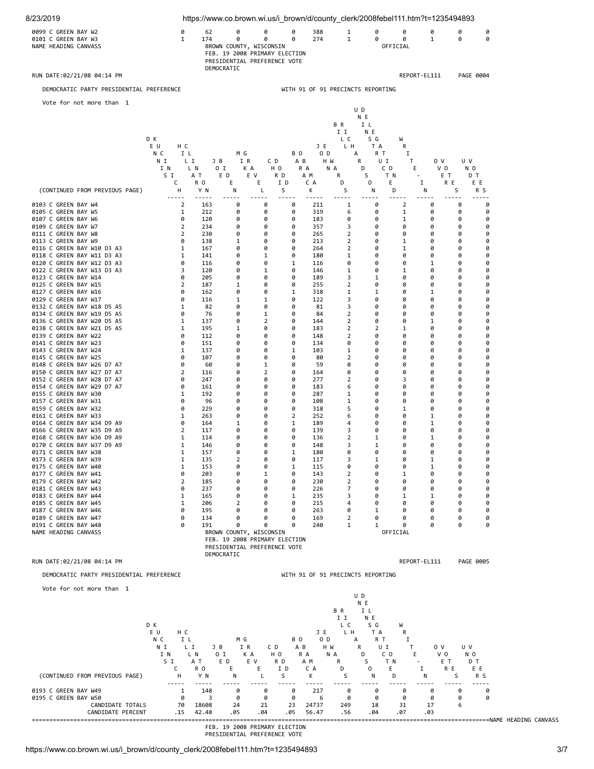| | DENNIS KUCINICH | HILLARY CLINTON | JOE BIDEN | MIKE GRAVEL | CHRIS DODD | BARACK OBAMA | JOHN EDWARDS | BILL RICHARDSON | UNINSTRUCTED DELEGATION | WRITE-IN | OVER VOTES | UNDER VOTES |
|---|---|---|---|---|---|---|---|---|---|---|---|---|
| 0099 C GREEN BAY W2 | 0 | 62 | 0 | 0 | 0 | 388 | 1 | 0 | 0 | 0 | 0 | 0 |
| 0101 C GREEN BAY W3 | 1 | 174 | 0 | 0 | 0 | 274 | 1 | 0 | 0 | 1 | 0 | 0 |

NAME HEADING CANVASS

BROWN COUNTY, WISCONSIN
FEB. 19 2008 PRIMARY ELECTION
PRESIDENTIAL PREFERENCE VOTE
DEMOCRATIC

OFFICIAL

RUN DATE:02/21/08 04:14 PM

REPORT-EL111 PAGE 0004

DEMOCRATIC PARTY PRESIDENTIAL PREFERENCE

WITH 91 OF 91 PRECINCTS REPORTING

Vote for not more than 1

| (CONTINUED FROM PREVIOUS PAGE) | DENNIS KUCINICH | HILLARY CLINTON | JOE BIDEN | MIKE GRAVEL | CHRIS DODD | BARACK OBAMA | JOHN EDWARDS | BILL RICHARDSON | UNINSTRUCTED DELEGATION | WRITE-IN | OVER VOTES | UNDER VOTES |
|---|---|---|---|---|---|---|---|---|---|---|---|---|
| 0103 C GREEN BAY W4 | 2 | 163 | 0 | 0 | 0 | 211 | 1 | 0 | 2 | 0 | 0 | 0 |
| 0105 C GREEN BAY W5 | 1 | 212 | 0 | 0 | 0 | 319 | 6 | 0 | 1 | 0 | 0 | 0 |
| 0107 C GREEN BAY W6 | 0 | 120 | 0 | 0 | 0 | 183 | 0 | 0 | 1 | 0 | 0 | 0 |
| 0109 C GREEN BAY W7 | 2 | 234 | 0 | 0 | 0 | 357 | 3 | 0 | 0 | 0 | 0 | 0 |
| 0111 C GREEN BAY W8 | 2 | 230 | 0 | 0 | 0 | 265 | 2 | 0 | 0 | 0 | 0 | 0 |
| 0113 C GREEN BAY W9 | 0 | 138 | 1 | 0 | 0 | 213 | 2 | 0 | 1 | 0 | 0 | 0 |
| 0116 C GREEN BAY W10 D3 A3 | 1 | 167 | 0 | 0 | 0 | 264 | 2 | 0 | 1 | 0 | 0 | 0 |
| 0118 C GREEN BAY W11 D3 A3 | 1 | 141 | 0 | 1 | 0 | 180 | 1 | 0 | 0 | 0 | 0 | 0 |
| 0120 C GREEN BAY W12 D3 A3 | 0 | 116 | 0 | 0 | 1 | 116 | 0 | 0 | 0 | 1 | 0 | 0 |
| 0122 C GREEN BAY W13 D3 A3 | 3 | 120 | 0 | 1 | 0 | 146 | 1 | 0 | 1 | 0 | 0 | 0 |
| 0123 C GREEN BAY W14 | 0 | 205 | 0 | 0 | 0 | 189 | 3 | 1 | 0 | 0 | 0 | 0 |
| 0125 C GREEN BAY W15 | 2 | 187 | 1 | 0 | 0 | 255 | 2 | 0 | 0 | 0 | 0 | 0 |
| 0127 C GREEN BAY W16 | 0 | 162 | 0 | 0 | 1 | 318 | 1 | 1 | 0 | 1 | 0 | 0 |
| 0129 C GREEN BAY W17 | 0 | 116 | 1 | 1 | 0 | 122 | 3 | 0 | 0 | 0 | 0 | 0 |
| 0132 C GREEN BAY W18 D5 A5 | 1 | 82 | 0 | 0 | 0 | 81 | 3 | 0 | 0 | 0 | 0 | 0 |
| 0134 C GREEN BAY W19 D5 A5 | 0 | 76 | 0 | 1 | 0 | 84 | 2 | 0 | 0 | 0 | 0 | 0 |
| 0136 C GREEN BAY W20 D5 A5 | 1 | 137 | 0 | 2 | 0 | 144 | 2 | 0 | 0 | 1 | 0 | 0 |
| 0138 C GREEN BAY W21 D5 A5 | 1 | 195 | 1 | 0 | 0 | 183 | 2 | 2 | 1 | 0 | 0 | 0 |
| 0139 C GREEN BAY W22 | 0 | 112 | 0 | 0 | 0 | 148 | 2 | 0 | 0 | 0 | 0 | 0 |
| 0141 C GREEN BAY W23 | 0 | 151 | 0 | 0 | 0 | 134 | 0 | 0 | 0 | 0 | 0 | 0 |
| 0143 C GREEN BAY W24 | 1 | 137 | 0 | 0 | 1 | 103 | 1 | 0 | 0 | 0 | 0 | 0 |
| 0145 C GREEN BAY W25 | 0 | 107 | 0 | 0 | 0 | 80 | 2 | 0 | 0 | 0 | 0 | 0 |
| 0148 C GREEN BAY W26 D7 A7 | 0 | 60 | 0 | 1 | 0 | 59 | 0 | 0 | 0 | 0 | 0 | 0 |
| 0150 C GREEN BAY W27 D7 A7 | 2 | 116 | 0 | 2 | 0 | 164 | 0 | 0 | 0 | 0 | 0 | 0 |
| 0152 C GREEN BAY W28 D7 A7 | 0 | 247 | 0 | 0 | 0 | 277 | 2 | 0 | 3 | 0 | 0 | 0 |
| 0154 C GREEN BAY W29 D7 A7 | 0 | 161 | 0 | 0 | 0 | 183 | 6 | 0 | 0 | 0 | 0 | 0 |
| 0155 C GREEN BAY W30 | 1 | 192 | 0 | 0 | 0 | 287 | 1 | 0 | 0 | 0 | 0 | 0 |
| 0157 C GREEN BAY W31 | 0 | 96 | 0 | 0 | 0 | 108 | 1 | 0 | 0 | 0 | 0 | 0 |
| 0159 C GREEN BAY W32 | 0 | 229 | 0 | 0 | 0 | 318 | 5 | 0 | 1 | 0 | 0 | 0 |
| 0161 C GREEN BAY W33 | 1 | 263 | 0 | 0 | 2 | 252 | 6 | 0 | 0 | 1 | 0 | 0 |
| 0164 C GREEN BAY W34 D9 A9 | 0 | 164 | 1 | 0 | 1 | 189 | 4 | 0 | 0 | 1 | 0 | 0 |
| 0166 C GREEN BAY W35 D9 A9 | 2 | 117 | 0 | 0 | 0 | 139 | 3 | 0 | 0 | 0 | 0 | 0 |
| 0168 C GREEN BAY W36 D9 A9 | 1 | 114 | 0 | 0 | 0 | 136 | 2 | 1 | 0 | 1 | 0 | 0 |
| 0170 C GREEN BAY W37 D9 A9 | 1 | 146 | 0 | 0 | 0 | 148 | 3 | 1 | 0 | 0 | 0 | 0 |
| 0171 C GREEN BAY W38 | 1 | 157 | 0 | 0 | 1 | 180 | 0 | 0 | 0 | 0 | 0 | 0 |
| 0173 C GREEN BAY W39 | 1 | 135 | 2 | 0 | 0 | 117 | 3 | 1 | 0 | 1 | 0 | 0 |
| 0175 C GREEN BAY W40 | 1 | 153 | 0 | 0 | 1 | 115 | 0 | 0 | 0 | 1 | 0 | 0 |
| 0177 C GREEN BAY W41 | 0 | 203 | 0 | 1 | 0 | 143 | 2 | 0 | 1 | 0 | 0 | 0 |
| 0179 C GREEN BAY W42 | 2 | 185 | 0 | 0 | 0 | 230 | 2 | 0 | 0 | 0 | 0 | 0 |
| 0181 C GREEN BAY W43 | 0 | 237 | 0 | 0 | 0 | 226 | 7 | 0 | 0 | 0 | 0 | 0 |
| 0183 C GREEN BAY W44 | 1 | 165 | 0 | 0 | 1 | 235 | 3 | 0 | 1 | 1 | 0 | 0 |
| 0185 C GREEN BAY W45 | 1 | 206 | 2 | 0 | 0 | 215 | 4 | 0 | 0 | 0 | 0 | 0 |
| 0187 C GREEN BAY W46 | 0 | 195 | 0 | 0 | 0 | 263 | 0 | 1 | 0 | 0 | 0 | 0 |
| 0189 C GREEN BAY W47 | 0 | 134 | 0 | 0 | 0 | 169 | 2 | 0 | 0 | 0 | 0 | 0 |
| 0191 C GREEN BAY W48 | 0 | 191 | 0 | 0 | 0 | 240 | 1 | 1 | 0 | 0 | 0 | 0 |

NAME HEADING CANVASS

BROWN COUNTY, WISCONSIN
FEB. 19 2008 PRIMARY ELECTION
PRESIDENTIAL PREFERENCE VOTE
DEMOCRATIC

OFFICIAL

RUN DATE:02/21/08 04:14 PM

REPORT-EL111 PAGE 0005

DEMOCRATIC PARTY PRESIDENTIAL PREFERENCE

WITH 91 OF 91 PRECINCTS REPORTING

Vote for not more than 1

| (CONTINUED FROM PREVIOUS PAGE) | DENNIS KUCINICH | HILLARY CLINTON | JOE BIDEN | MIKE GRAVEL | CHRIS DODD | BARACK OBAMA | JOHN EDWARDS | BILL RICHARDSON | UNINSTRUCTED DELEGATION | WRITE-IN | OVER VOTES | UNDER VOTES |
|---|---|---|---|---|---|---|---|---|---|---|---|---|
| 0193 C GREEN BAY W49 | 1 | 148 | 0 | 0 | 0 | 217 | 0 | 0 | 0 | 0 | 0 | 0 |
| 0195 C GREEN BAY W50 | 0 | 3 | 0 | 0 | 0 | 6 | 0 | 0 | 0 | 0 | 0 | 0 |
| CANDIDATE TOTALS | 70 | 18608 | 24 | 21 | 23 | 24737 | 249 | 18 | 31 | 17 | 6 | |
| CANDIDATE PERCENT | .15 | 42.48 | .05 | .04 | .05 | 56.47 | .56 | .04 | .07 | .03 | | |

NAME HEADING CANVASS

FEB. 19 2008 PRIMARY ELECTION
PRESIDENTIAL PREFERENCE VOTE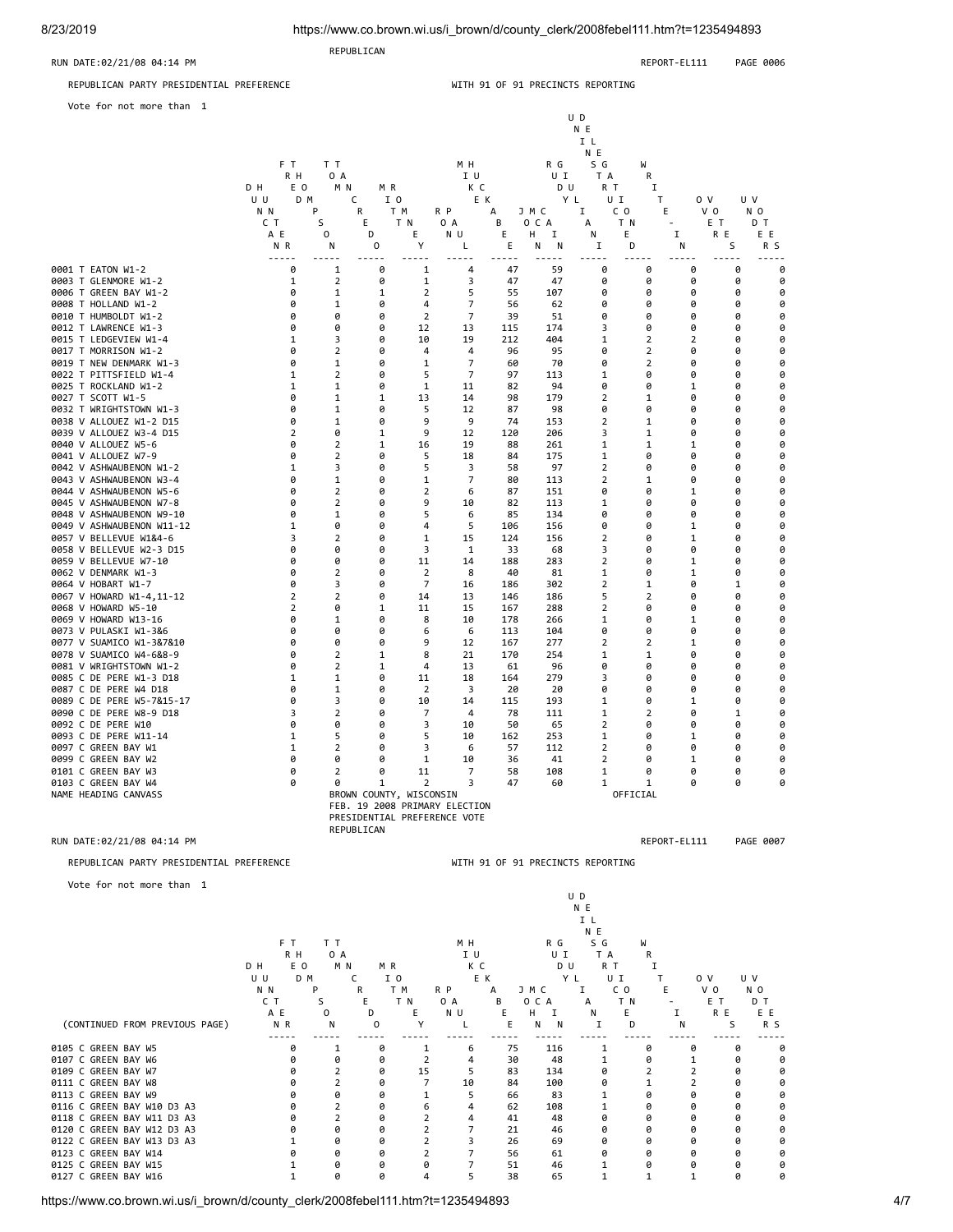REPUBLICAN

RUN DATE:02/21/08 04:14 PM REPORT-EL111 PAGE 0006

REPUBLICAN PARTY PRESIDENTIAL PREFERENCE WITH 91 OF 91 PRECINCTS REPORTING

Vote for not more than 1

| | DUNCAN HUNTER | FRED THOMPSON | TOM TANCREDO | MITT ROMNEY | RON PAUL | MIKE HUCKABEE | JOHN MCCAIN | RUDY GIULIANI | UNINSTRUCTED DELEGATION | WRITE-IN | OVER VOTES | UNDER VOTES |
|---|---|---|---|---|---|---|---|---|---|---|---|---|
| 0001 T EATON W1-2 | 0 | 1 | 0 | 1 | 4 | 47 | 59 | 0 | 0 | 0 | 0 | 0 |
| 0003 T GLENMORE W1-2 | 1 | 2 | 0 | 1 | 3 | 47 | 47 | 0 | 0 | 0 | 0 | 0 |
| 0006 T GREEN BAY W1-2 | 0 | 1 | 1 | 2 | 5 | 55 | 107 | 0 | 0 | 0 | 0 | 0 |
| 0008 T HOLLAND W1-2 | 0 | 1 | 0 | 4 | 7 | 56 | 62 | 0 | 0 | 0 | 0 | 0 |
| 0010 T HUMBOLDT W1-2 | 0 | 0 | 0 | 2 | 7 | 39 | 51 | 0 | 0 | 0 | 0 | 0 |
| 0012 T LAWRENCE W1-3 | 0 | 0 | 0 | 12 | 13 | 115 | 174 | 3 | 0 | 0 | 0 | 0 |
| 0015 T LEDGEVIEW W1-4 | 1 | 3 | 0 | 10 | 19 | 212 | 404 | 1 | 2 | 2 | 0 | 0 |
| 0017 T MORRISON W1-2 | 0 | 2 | 0 | 4 | 4 | 96 | 95 | 0 | 2 | 0 | 0 | 0 |
| 0019 T NEW DENMARK W1-3 | 0 | 1 | 0 | 1 | 7 | 60 | 70 | 0 | 2 | 0 | 0 | 0 |
| 0022 T PITTSFIELD W1-4 | 1 | 2 | 0 | 5 | 7 | 97 | 113 | 1 | 0 | 0 | 0 | 0 |
| 0025 T ROCKLAND W1-2 | 1 | 1 | 0 | 1 | 11 | 82 | 94 | 0 | 0 | 1 | 0 | 0 |
| 0027 T SCOTT W1-5 | 0 | 1 | 1 | 13 | 14 | 98 | 179 | 2 | 1 | 0 | 0 | 0 |
| 0032 T WRIGHTSTOWN W1-3 | 0 | 1 | 0 | 5 | 12 | 87 | 98 | 0 | 0 | 0 | 0 | 0 |
| 0038 V ALLOUEZ W1-2 D15 | 0 | 1 | 0 | 9 | 9 | 74 | 153 | 2 | 1 | 0 | 0 | 0 |
| 0039 V ALLOUEZ W3-4 D15 | 2 | 0 | 1 | 9 | 12 | 120 | 206 | 3 | 1 | 0 | 0 | 0 |
| 0040 V ALLOUEZ W5-6 | 0 | 2 | 1 | 16 | 19 | 88 | 261 | 1 | 1 | 1 | 0 | 0 |
| 0041 V ALLOUEZ W7-9 | 0 | 2 | 0 | 5 | 18 | 84 | 175 | 1 | 0 | 0 | 0 | 0 |
| 0042 V ASHWAUBENON W1-2 | 1 | 3 | 0 | 5 | 3 | 58 | 97 | 2 | 0 | 0 | 0 | 0 |
| 0043 V ASHWAUBENON W3-4 | 0 | 1 | 0 | 1 | 7 | 80 | 113 | 2 | 1 | 0 | 0 | 0 |
| 0044 V ASHWAUBENON W5-6 | 0 | 2 | 0 | 2 | 6 | 87 | 151 | 0 | 0 | 1 | 0 | 0 |
| 0045 V ASHWAUBENON W7-8 | 0 | 2 | 0 | 9 | 10 | 82 | 113 | 1 | 0 | 0 | 0 | 0 |
| 0048 V ASHWAUBENON W9-10 | 0 | 1 | 0 | 5 | 6 | 85 | 134 | 0 | 0 | 0 | 0 | 0 |
| 0049 V ASHWAUBENON W11-12 | 1 | 0 | 0 | 4 | 5 | 106 | 156 | 0 | 0 | 1 | 0 | 0 |
| 0057 V BELLEVUE W1&4-6 | 3 | 2 | 0 | 1 | 15 | 124 | 156 | 2 | 0 | 1 | 0 | 0 |
| 0058 V BELLEVUE W2-3 D15 | 0 | 0 | 0 | 3 | 1 | 33 | 68 | 3 | 0 | 0 | 0 | 0 |
| 0059 V BELLEVUE W7-10 | 0 | 0 | 0 | 11 | 14 | 188 | 283 | 2 | 0 | 1 | 0 | 0 |
| 0062 V DENMARK W1-3 | 0 | 2 | 0 | 2 | 8 | 40 | 81 | 1 | 0 | 1 | 0 | 0 |
| 0064 V HOBART W1-7 | 0 | 3 | 0 | 7 | 16 | 186 | 302 | 2 | 1 | 0 | 1 | 0 |
| 0067 V HOWARD W1-4,11-12 | 2 | 2 | 0 | 14 | 13 | 146 | 186 | 5 | 2 | 0 | 0 | 0 |
| 0068 V HOWARD W5-10 | 2 | 0 | 1 | 11 | 15 | 167 | 288 | 2 | 0 | 0 | 0 | 0 |
| 0069 V HOWARD W13-16 | 0 | 1 | 0 | 8 | 10 | 178 | 266 | 1 | 0 | 1 | 0 | 0 |
| 0073 V PULASKI W1-3&6 | 0 | 0 | 0 | 6 | 6 | 113 | 104 | 0 | 0 | 0 | 0 | 0 |
| 0077 V SUAMICO W1-3&7&10 | 0 | 0 | 0 | 9 | 12 | 167 | 277 | 2 | 2 | 1 | 0 | 0 |
| 0078 V SUAMICO W4-6&8-9 | 0 | 2 | 1 | 8 | 21 | 170 | 254 | 1 | 1 | 0 | 0 | 0 |
| 0081 V WRIGHTSTOWN W1-2 | 0 | 2 | 1 | 4 | 13 | 61 | 96 | 0 | 0 | 0 | 0 | 0 |
| 0085 C DE PERE W1-3 D18 | 1 | 1 | 0 | 11 | 18 | 164 | 279 | 3 | 0 | 0 | 0 | 0 |
| 0087 C DE PERE W4 D18 | 0 | 1 | 0 | 2 | 3 | 20 | 20 | 0 | 0 | 0 | 0 | 0 |
| 0089 C DE PERE W5-7&15-17 | 0 | 3 | 0 | 10 | 14 | 115 | 193 | 1 | 0 | 1 | 0 | 0 |
| 0090 C DE PERE W8-9 D18 | 3 | 2 | 0 | 7 | 4 | 78 | 111 | 1 | 2 | 0 | 1 | 0 |
| 0092 C DE PERE W10 | 0 | 0 | 0 | 3 | 10 | 50 | 65 | 2 | 0 | 0 | 0 | 0 |
| 0093 C DE PERE W11-14 | 1 | 5 | 0 | 5 | 10 | 162 | 253 | 1 | 0 | 1 | 0 | 0 |
| 0097 C GREEN BAY W1 | 1 | 2 | 0 | 3 | 6 | 57 | 112 | 2 | 0 | 0 | 0 | 0 |
| 0099 C GREEN BAY W2 | 0 | 0 | 0 | 1 | 10 | 36 | 41 | 2 | 0 | 1 | 0 | 0 |
| 0101 C GREEN BAY W3 | 0 | 2 | 0 | 11 | 7 | 58 | 108 | 1 | 0 | 0 | 0 | 0 |
| 0103 C GREEN BAY W4 | 0 | 0 | 1 | 2 | 3 | 47 | 60 | 1 | 1 | 0 | 0 | 0 |

NAME HEADING CANVASS BROWN COUNTY, WISCONSIN OFFICIAL
FEB. 19 2008 PRIMARY ELECTION
PRESIDENTIAL PREFERENCE VOTE
REPUBLICAN

RUN DATE:02/21/08 04:14 PM REPORT-EL111 PAGE 0007

REPUBLICAN PARTY PRESIDENTIAL PREFERENCE WITH 91 OF 91 PRECINCTS REPORTING

Vote for not more than 1

| (CONTINUED FROM PREVIOUS PAGE) | DUNCAN HUNTER | FRED THOMPSON | TOM TANCREDO | MITT ROMNEY | RON PAUL | MIKE HUCKABEE | JOHN MCCAIN | RUDY GIULIANI | UNINSTRUCTED DELEGATION | WRITE-IN | OVER VOTES | UNDER VOTES |
|---|---|---|---|---|---|---|---|---|---|---|---|---|
| 0105 C GREEN BAY W5 | 0 | 1 | 0 | 1 | 6 | 75 | 116 | 1 | 0 | 0 | 0 | 0 |
| 0107 C GREEN BAY W6 | 0 | 0 | 0 | 2 | 4 | 30 | 48 | 1 | 0 | 1 | 0 | 0 |
| 0109 C GREEN BAY W7 | 0 | 2 | 0 | 15 | 5 | 83 | 134 | 0 | 2 | 2 | 0 | 0 |
| 0111 C GREEN BAY W8 | 0 | 2 | 0 | 7 | 10 | 84 | 100 | 0 | 1 | 2 | 0 | 0 |
| 0113 C GREEN BAY W9 | 0 | 0 | 0 | 1 | 5 | 66 | 83 | 1 | 0 | 0 | 0 | 0 |
| 0116 C GREEN BAY W10 D3 A3 | 0 | 2 | 0 | 6 | 4 | 62 | 108 | 1 | 0 | 0 | 0 | 0 |
| 0118 C GREEN BAY W11 D3 A3 | 0 | 2 | 0 | 2 | 4 | 41 | 48 | 0 | 0 | 0 | 0 | 0 |
| 0120 C GREEN BAY W12 D3 A3 | 0 | 0 | 0 | 2 | 7 | 21 | 46 | 0 | 0 | 0 | 0 | 0 |
| 0122 C GREEN BAY W13 D3 A3 | 1 | 0 | 0 | 2 | 3 | 26 | 69 | 0 | 0 | 0 | 0 | 0 |
| 0123 C GREEN BAY W14 | 0 | 0 | 0 | 2 | 7 | 56 | 61 | 0 | 0 | 0 | 0 | 0 |
| 0125 C GREEN BAY W15 | 1 | 0 | 0 | 0 | 7 | 51 | 46 | 1 | 0 | 0 | 0 | 0 |
| 0127 C GREEN BAY W16 | 1 | 0 | 0 | 4 | 5 | 38 | 65 | 1 | 1 | 1 | 0 | 0 |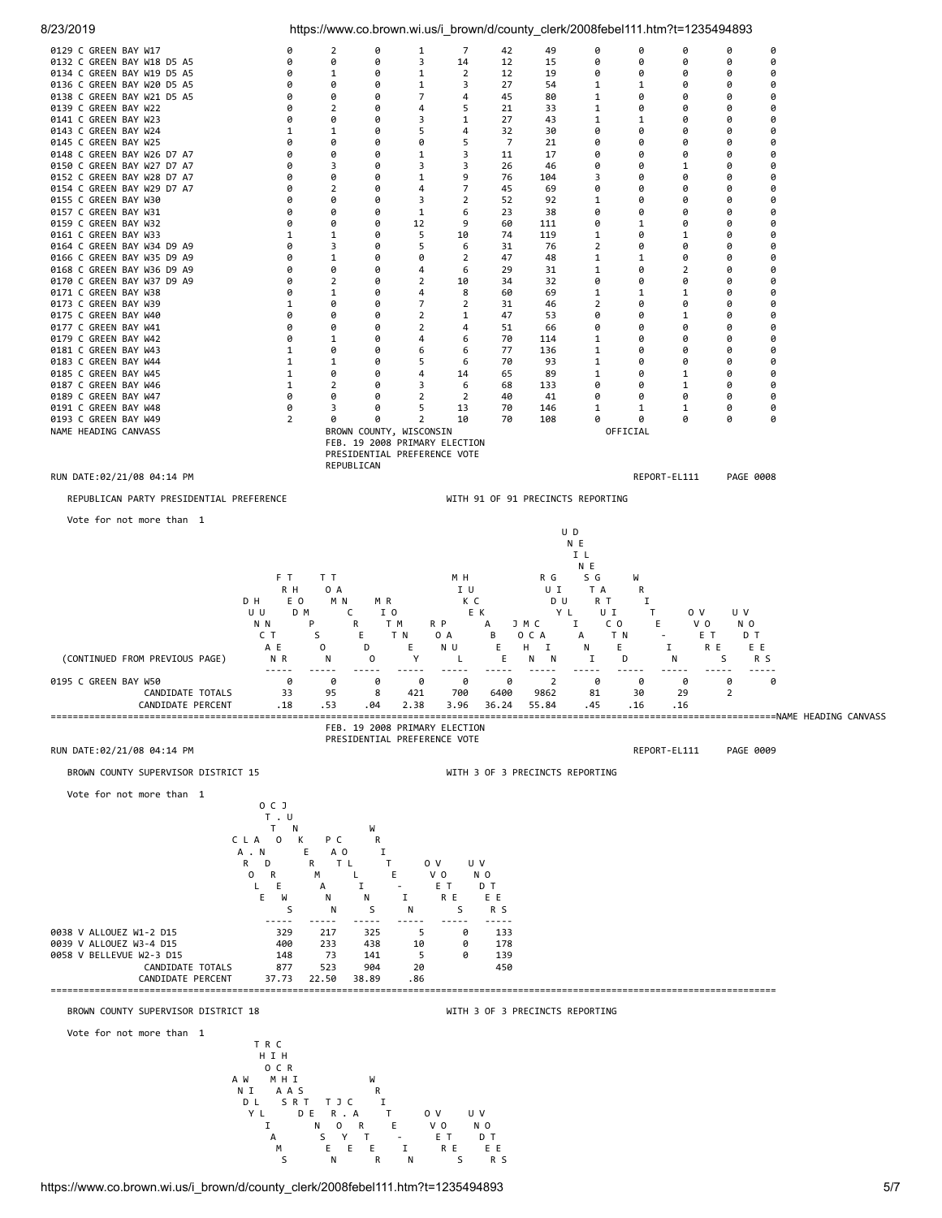| Precinct | DUNCAN HUNTER | FRED THOMPSON | TOM TANCREDO | MITT ROMNEY | RON PAUL | MIKE HUCKABEE | JOHN MCCAIN | RUDY GIULIANI | UNINSTRUCTED DELEGATION | WRITE-IN | OVER VOTES | UNDER VOTES |
|---|---|---|---|---|---|---|---|---|---|---|---|---|
| 0129 C GREEN BAY W17 | 0 | 2 | 0 | 1 | 7 | 42 | 49 | 0 | 0 | 0 | 0 | 0 |
| 0132 C GREEN BAY W18 D5 A5 | 0 | 0 | 0 | 3 | 14 | 12 | 15 | 0 | 0 | 0 | 0 | 0 |
| 0134 C GREEN BAY W19 D5 A5 | 0 | 1 | 0 | 1 | 2 | 12 | 19 | 0 | 0 | 0 | 0 | 0 |
| 0136 C GREEN BAY W20 D5 A5 | 0 | 0 | 0 | 1 | 3 | 27 | 54 | 1 | 1 | 0 | 0 | 0 |
| 0138 C GREEN BAY W21 D5 A5 | 0 | 0 | 0 | 7 | 4 | 45 | 80 | 1 | 0 | 0 | 0 | 0 |
| 0139 C GREEN BAY W22 | 0 | 2 | 0 | 4 | 5 | 21 | 33 | 1 | 0 | 0 | 0 | 0 |
| 0141 C GREEN BAY W23 | 0 | 0 | 0 | 3 | 1 | 27 | 43 | 1 | 1 | 0 | 0 | 0 |
| 0143 C GREEN BAY W24 | 1 | 1 | 0 | 5 | 4 | 32 | 30 | 0 | 0 | 0 | 0 | 0 |
| 0145 C GREEN BAY W25 | 0 | 0 | 0 | 0 | 5 | 7 | 21 | 0 | 0 | 0 | 0 | 0 |
| 0148 C GREEN BAY W26 D7 A7 | 0 | 0 | 0 | 1 | 3 | 11 | 17 | 0 | 0 | 0 | 0 | 0 |
| 0150 C GREEN BAY W27 D7 A7 | 0 | 3 | 0 | 3 | 3 | 26 | 46 | 0 | 0 | 1 | 0 | 0 |
| 0152 C GREEN BAY W28 D7 A7 | 0 | 0 | 0 | 1 | 9 | 76 | 104 | 3 | 0 | 0 | 0 | 0 |
| 0154 C GREEN BAY W29 D7 A7 | 0 | 2 | 0 | 4 | 7 | 45 | 69 | 0 | 0 | 0 | 0 | 0 |
| 0155 C GREEN BAY W30 | 0 | 0 | 0 | 3 | 2 | 52 | 92 | 1 | 0 | 0 | 0 | 0 |
| 0157 C GREEN BAY W31 | 0 | 0 | 0 | 1 | 6 | 23 | 38 | 0 | 0 | 0 | 0 | 0 |
| 0159 C GREEN BAY W32 | 0 | 0 | 0 | 12 | 9 | 60 | 111 | 0 | 1 | 0 | 0 | 0 |
| 0161 C GREEN BAY W33 | 1 | 1 | 0 | 5 | 10 | 74 | 119 | 1 | 0 | 1 | 0 | 0 |
| 0164 C GREEN BAY W34 D9 A9 | 0 | 3 | 0 | 5 | 6 | 31 | 76 | 2 | 0 | 0 | 0 | 0 |
| 0166 C GREEN BAY W35 D9 A9 | 0 | 1 | 0 | 0 | 2 | 47 | 48 | 1 | 1 | 0 | 0 | 0 |
| 0168 C GREEN BAY W36 D9 A9 | 0 | 0 | 0 | 4 | 6 | 29 | 31 | 1 | 0 | 2 | 0 | 0 |
| 0170 C GREEN BAY W37 D9 A9 | 0 | 2 | 0 | 2 | 10 | 34 | 32 | 0 | 0 | 0 | 0 | 0 |
| 0171 C GREEN BAY W38 | 0 | 1 | 0 | 4 | 8 | 60 | 69 | 1 | 1 | 1 | 0 | 0 |
| 0173 C GREEN BAY W39 | 1 | 0 | 0 | 7 | 2 | 31 | 46 | 2 | 0 | 0 | 0 | 0 |
| 0175 C GREEN BAY W40 | 0 | 0 | 0 | 2 | 1 | 47 | 53 | 0 | 0 | 1 | 0 | 0 |
| 0177 C GREEN BAY W41 | 0 | 0 | 0 | 2 | 4 | 51 | 66 | 0 | 0 | 0 | 0 | 0 |
| 0179 C GREEN BAY W42 | 0 | 1 | 0 | 4 | 6 | 70 | 114 | 1 | 0 | 0 | 0 | 0 |
| 0181 C GREEN BAY W43 | 1 | 0 | 0 | 6 | 6 | 77 | 136 | 1 | 0 | 0 | 0 | 0 |
| 0183 C GREEN BAY W44 | 1 | 1 | 0 | 5 | 6 | 70 | 93 | 1 | 0 | 0 | 0 | 0 |
| 0185 C GREEN BAY W45 | 1 | 0 | 0 | 4 | 14 | 65 | 89 | 1 | 0 | 1 | 0 | 0 |
| 0187 C GREEN BAY W46 | 1 | 2 | 0 | 3 | 6 | 68 | 133 | 0 | 0 | 1 | 0 | 0 |
| 0189 C GREEN BAY W47 | 0 | 0 | 0 | 2 | 2 | 40 | 41 | 0 | 0 | 0 | 0 | 0 |
| 0191 C GREEN BAY W48 | 0 | 3 | 0 | 5 | 13 | 70 | 146 | 1 | 1 | 1 | 0 | 0 |
| 0193 C GREEN BAY W49 | 2 | 0 | 0 | 2 | 10 | 70 | 108 | 0 | 0 | 0 | 0 | 0 |

NAME HEADING CANVASS

BROWN COUNTY, WISCONSIN
FEB. 19 2008 PRIMARY ELECTION
PRESIDENTIAL PREFERENCE VOTE
REPUBLICAN

OFFICIAL

RUN DATE:02/21/08 04:14 PM — REPORT-EL111 — PAGE 0008

REPUBLICAN PARTY PRESIDENTIAL PREFERENCE — WITH 91 OF 91 PRECINCTS REPORTING

Vote for not more than 1

| (CONTINUED FROM PREVIOUS PAGE) | DUNCAN HUNTER | FRED THOMPSON | TOM TANCREDO | MITT ROMNEY | RON PAUL | MIKE HUCKABEE | JOHN MCCAIN | RUDY GIULIANI | UNINSTRUCTED DELEGATION | WRITE-IN | OVER VOTES | UNDER VOTES |
|---|---|---|---|---|---|---|---|---|---|---|---|---|
| 0195 C GREEN BAY W50 | 0 | 0 | 0 | 0 | 0 | 0 | 2 | 0 | 0 | 0 | 0 | 0 |
| CANDIDATE TOTALS | 33 | 95 | 8 | 421 | 700 | 6400 | 9862 | 81 | 30 | 29 | 2 | |
| CANDIDATE PERCENT | .18 | .53 | .04 | 2.38 | 3.96 | 36.24 | 55.84 | .45 | .16 | .16 | | |

NAME HEADING CANVASS

FEB. 19 2008 PRIMARY ELECTION
PRESIDENTIAL PREFERENCE VOTE

RUN DATE:02/21/08 04:14 PM — REPORT-EL111 — PAGE 0009

BROWN COUNTY SUPERVISOR DISTRICT 15 — WITH 3 OF 3 PRECINCTS REPORTING

Vote for not more than 1

| Precinct | CAROLE L. ANDREWS | OTTO C. JUNKERMANN | PAT COLLINS | WRITE-IN | OVER VOTES | UNDER VOTES |
|---|---|---|---|---|---|---|
| 0038 V ALLOUEZ W1-2 D15 | 329 | 217 | 325 | 5 | 0 | 133 |
| 0039 V ALLOUEZ W3-4 D15 | 400 | 233 | 438 | 10 | 0 | 178 |
| 0058 V BELLEVUE W2-3 D15 | 148 | 73 | 141 | 5 | 0 | 139 |
| CANDIDATE TOTALS | 877 | 523 | 904 | 20 | | 450 |
| CANDIDATE PERCENT | 37.73 | 22.50 | 38.89 | .86 | | |

BROWN COUNTY SUPERVISOR DISTRICT 18 — WITH 3 OF 3 PRECINCTS REPORTING

Vote for not more than 1

| Precinct | ANDY WILLIAMS | THOMAS RICHARD CHRISTENSEN | TROY J. CARTER | WRITE-IN | OVER VOTES | UNDER VOTES |
|---|---|---|---|---|---|---|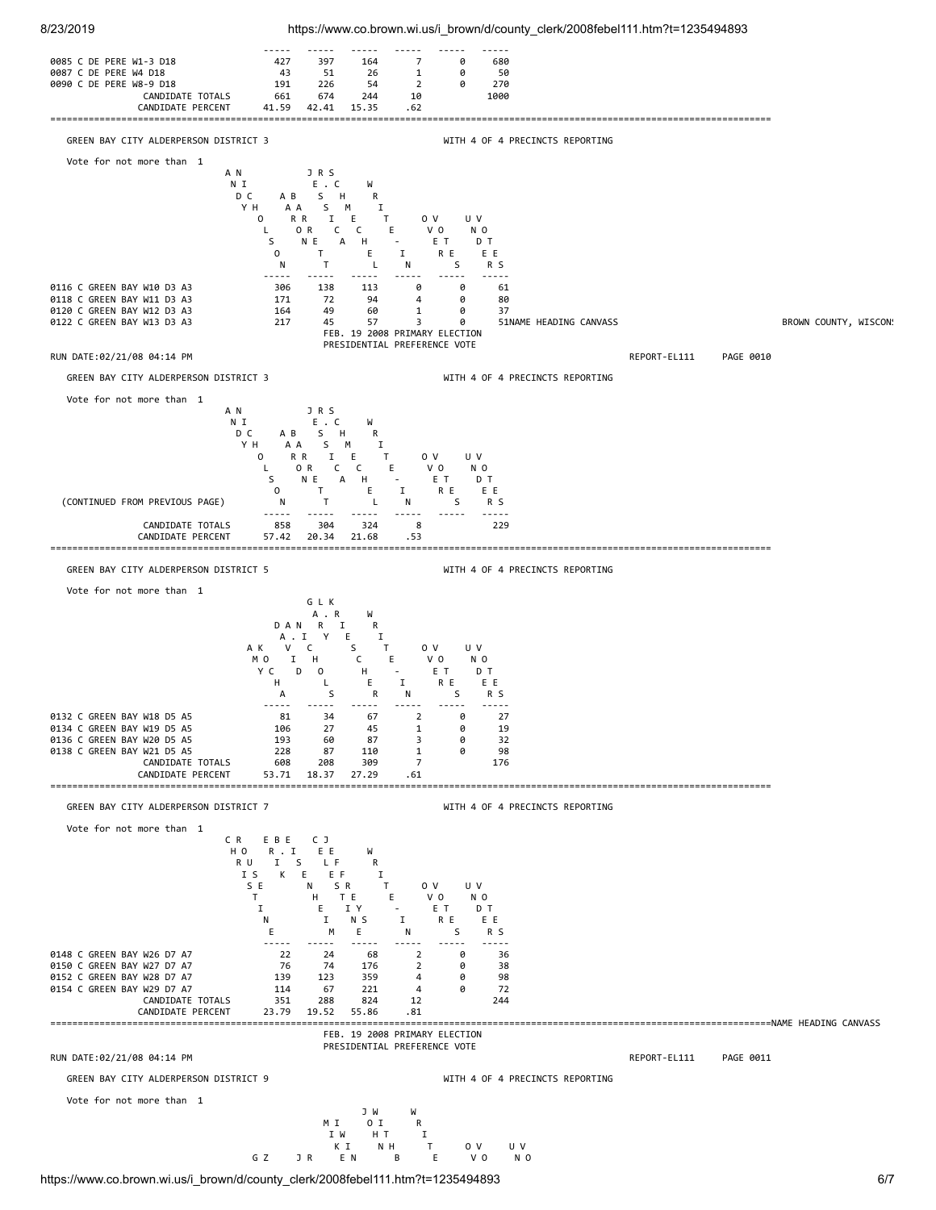| | | | | | | |
|---|---|---|---|---|---|---|
| 0085 C DE PERE W1-3 D18 | 427 | 397 | 164 | 7 | 0 | 680 |
| 0087 C DE PERE W4 D18 | 43 | 51 | 26 | 1 | 0 | 50 |
| 0090 C DE PERE W8-9 D18 | 191 | 226 | 54 | 2 | 0 | 270 |
| CANDIDATE TOTALS | 661 | 674 | 244 | 10 | | 1000 |
| CANDIDATE PERCENT | 41.59 | 42.41 | 15.35 | .62 | | |

## GREEN BAY CITY ALDERPERSON DISTRICT 3 — WITH 4 OF 4 PRECINCTS REPORTING

Vote for not more than 1

| | ANDY NICHOLSON | ABRAR NET | JESSE CRIME? (JESSE SCHECHTEL) | WRITE-IN | OVER VOTES | UNDER VOTES |
|---|---|---|---|---|---|---|
| 0116 C GREEN BAY W10 D3 A3 | 306 | 138 | 113 | 0 | 0 | 61 |
| 0118 C GREEN BAY W11 D3 A3 | 171 | 72 | 94 | 4 | 0 | 80 |
| 0120 C GREEN BAY W12 D3 A3 | 164 | 49 | 60 | 1 | 0 | 37 |
| 0122 C GREEN BAY W13 D3 A3 | 217 | 45 | 57 | 3 | 0 | 51 |

NAME HEADING CANVASS — BROWN COUNTY, WISCONSIN

FEB. 19 2008 PRIMARY ELECTION
PRESIDENTIAL PREFERENCE VOTE

RUN DATE:02/21/08 04:14 PM — REPORT-EL111 — PAGE 0010

## GREEN BAY CITY ALDERPERSON DISTRICT 3 — WITH 4 OF 4 PRECINCTS REPORTING

Vote for not more than 1

| (CONTINUED FROM PREVIOUS PAGE) | ANDY NICHOLSON | ABRAR NET | JESSE CRIME? (JESSE SCHECHTEL) | WRITE-IN | OVER VOTES | UNDER VOTES |
|---|---|---|---|---|---|---|
| CANDIDATE TOTALS | 858 | 304 | 324 | 8 | | 229 |
| CANDIDATE PERCENT | 57.42 | 20.34 | 21.68 | .53 | | |

## GREEN BAY CITY ALDERPERSON DISTRICT 5 — WITH 4 OF 4 PRECINCTS REPORTING

Vote for not more than 1

| | AK MOYCHA | DAN A. VIDOSH | GLK A. RIYESCHER | WRITE-IN | OVER VOTES | UNDER VOTES |
|---|---|---|---|---|---|---|
| 0132 C GREEN BAY W18 D5 A5 | 81 | 34 | 67 | 2 | 0 | 27 |
| 0134 C GREEN BAY W19 D5 A5 | 106 | 27 | 45 | 1 | 0 | 19 |
| 0136 C GREEN BAY W20 D5 A5 | 193 | 60 | 87 | 3 | 0 | 32 |
| 0138 C GREEN BAY W21 D5 A5 | 228 | 87 | 110 | 1 | 0 | 98 |
| CANDIDATE TOTALS | 608 | 208 | 309 | 7 | | 176 |
| CANDIDATE PERCENT | 53.71 | 18.37 | 27.29 | .61 | | |

## GREEN BAY CITY ALDERPERSON DISTRICT 7 — WITH 4 OF 4 PRECINCTS REPORTING

Vote for not more than 1

| | CHRISTINE ROUSE | EBERKNHEIM R. ISE | CJ EELFSRTEYNSE | WRITE-IN | OVER VOTES | UNDER VOTES |
|---|---|---|---|---|---|---|
| 0148 C GREEN BAY W26 D7 A7 | 22 | 24 | 68 | 2 | 0 | 36 |
| 0150 C GREEN BAY W27 D7 A7 | 76 | 74 | 176 | 2 | 0 | 38 |
| 0152 C GREEN BAY W28 D7 A7 | 139 | 123 | 359 | 4 | 0 | 98 |
| 0154 C GREEN BAY W29 D7 A7 | 114 | 67 | 221 | 4 | 0 | 72 |
| CANDIDATE TOTALS | 351 | 288 | 824 | 12 | | 244 |
| CANDIDATE PERCENT | 23.79 | 19.52 | 55.86 | .81 | | |

NAME HEADING CANVASS

FEB. 19 2008 PRIMARY ELECTION
PRESIDENTIAL PREFERENCE VOTE

RUN DATE:02/21/08 04:14 PM — REPORT-EL111 — PAGE 0011

## GREEN BAY CITY ALDERPERSON DISTRICT 9 — WITH 4 OF 4 PRECINCTS REPORTING

Vote for not more than 1

| | GZ | JR | MIKE IWKIEN | JWOIHTNHB | WRITE | OVER VO | UNDER VO |
|---|---|---|---|---|---|---|---|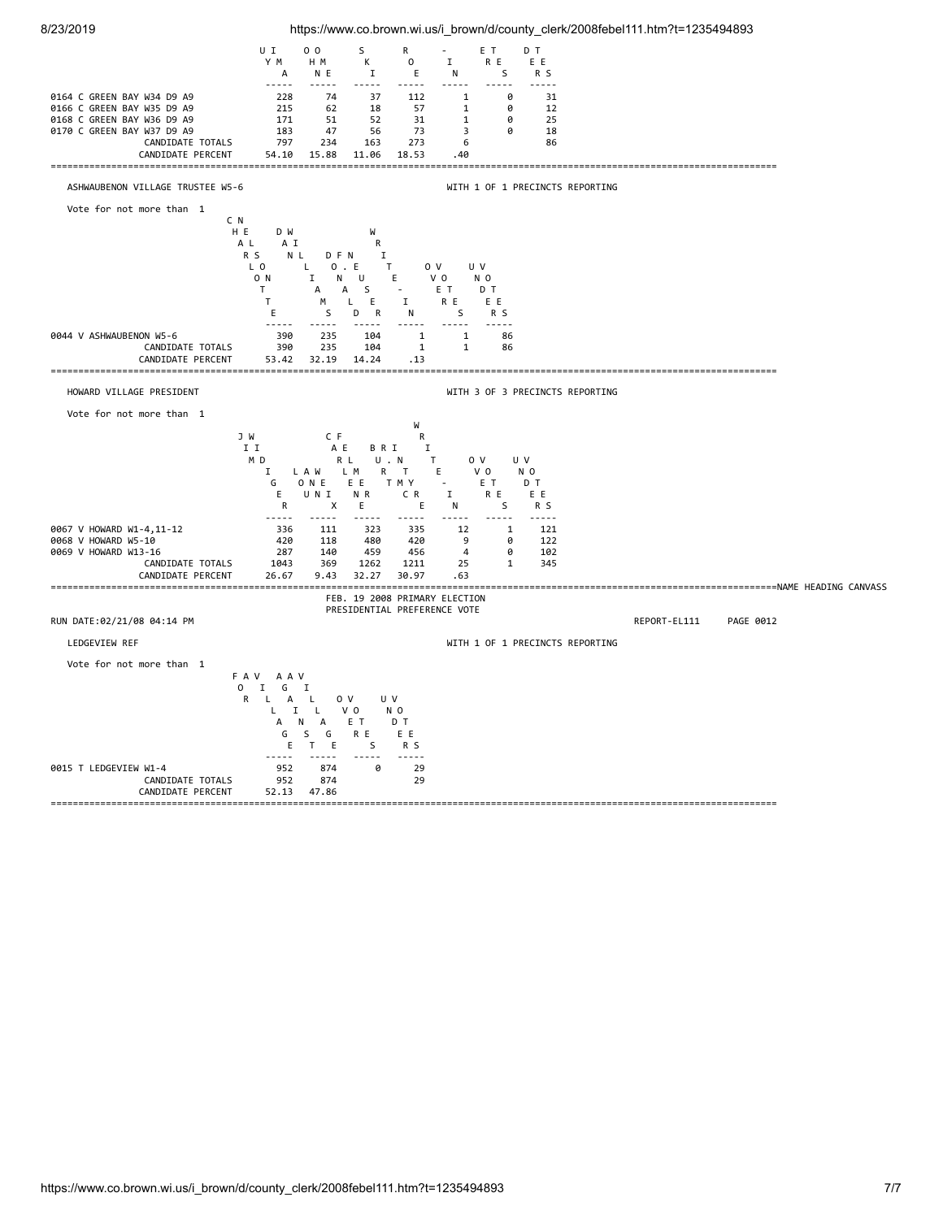| | UI YM A | OO HM NE | S K I | R O E | - I N | ET RE S | DT EE RS |
| --- | --- | --- | --- | --- | --- | --- | --- |
| 0164 C GREEN BAY W34 D9 A9 | 228 | 74 | 37 | 112 | 1 | 0 | 31 |
| 0166 C GREEN BAY W35 D9 A9 | 215 | 62 | 18 | 57 | 1 | 0 | 12 |
| 0168 C GREEN BAY W36 D9 A9 | 171 | 51 | 52 | 31 | 1 | 0 | 25 |
| 0170 C GREEN BAY W37 D9 A9 | 183 | 47 | 56 | 73 | 3 | 0 | 18 |
| CANDIDATE TOTALS | 797 | 234 | 163 | 273 | 6 | | 86 |
| CANDIDATE PERCENT | 54.10 | 15.88 | 11.06 | 18.53 | .40 | | |

ASHWAUBENON VILLAGE TRUSTEE W5-6 — WITH 1 OF 1 PRECINCTS REPORTING

Vote for not more than 1

| | CHARLOTTE NELSON | DAN WILLIAMS | DONALD F. NEUSER | WRITE-IN | OVER VOTES | UNDER VOTES |
| --- | --- | --- | --- | --- | --- | --- |
| 0044 V ASHWAUBENON W5-6 | 390 | 235 | 104 | 1 | 1 | 86 |
| CANDIDATE TOTALS | 390 | 235 | 104 | 1 | 1 | 86 |
| CANDIDATE PERCENT | 53.42 | 32.19 | 14.24 | .13 | | |

HOWARD VILLAGE PRESIDENT — WITH 3 OF 3 PRECINCTS REPORTING

Vote for not more than 1

| | JIM WIDIGER | LOU ANN WEIX | CARLENE FELMER | BURT R. MCINTYRE | WRITE-IN | OVER VOTES | UNDER VOTES |
| --- | --- | --- | --- | --- | --- | --- | --- |
| 0067 V HOWARD W1-4,11-12 | 336 | 111 | 323 | 335 | 12 | 1 | 121 |
| 0068 V HOWARD W5-10 | 420 | 118 | 480 | 420 | 9 | 0 | 122 |
| 0069 V HOWARD W13-16 | 287 | 140 | 459 | 456 | 4 | 0 | 102 |
| CANDIDATE TOTALS | 1043 | 369 | 1262 | 1211 | 25 | 1 | 345 |
| CANDIDATE PERCENT | 26.67 | 9.43 | 32.27 | 30.97 | .63 | | |

NAME HEADING CANVASS

FEB. 19 2008 PRIMARY ELECTION
PRESIDENTIAL PREFERENCE VOTE

RUN DATE:02/21/08 04:14 PM — REPORT-EL111 — PAGE 0012

LEDGEVIEW REF — WITH 1 OF 1 PRECINCTS REPORTING

Vote for not more than 1

| | FOR VILLAGE | AGAINST VILLAGE | OVER VOTES | UNDER VOTES |
| --- | --- | --- | --- | --- |
| 0015 T LEDGEVIEW W1-4 | 952 | 874 | 0 | 29 |
| CANDIDATE TOTALS | 952 | 874 | | 29 |
| CANDIDATE PERCENT | 52.13 | 47.86 | | |